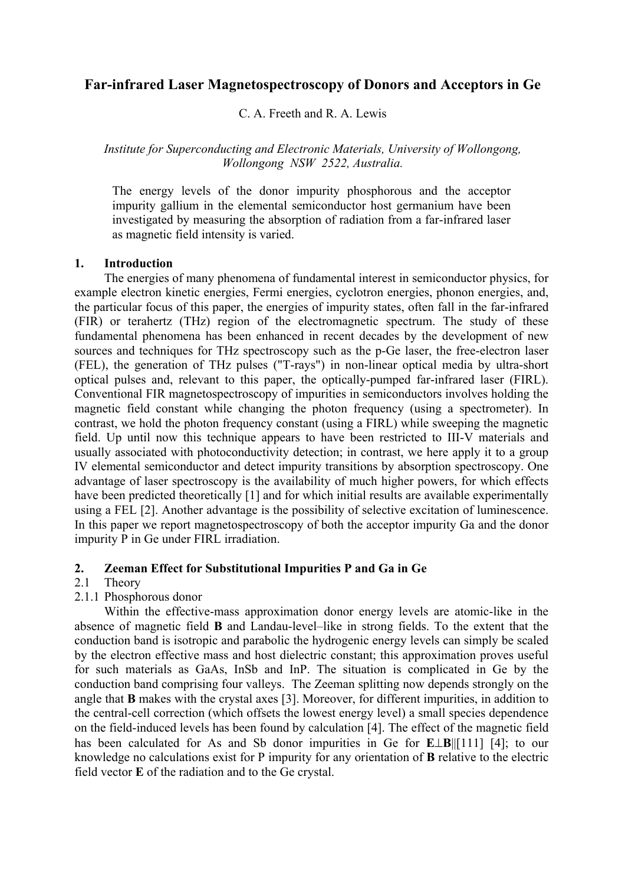# Far-infrared Laser Magnetospectroscopy of Donors and Acceptors in Ge

C. A. Freeth and R. A. Lewis

*Institute for Superconducting and Electronic Materials, University of Wollongong, Wollongong NSW 2522, Australia.*

The energy levels of the donor impurity phosphorous and the acceptor impurity gallium in the elemental semiconductor host germanium have been investigated by measuring the absorption of radiation from a far-infrared laser as magnetic field intensity is varied.

## 1. Introduction

The energies of many phenomena of fundamental interest in semiconductor physics, for example electron kinetic energies, Fermi energies, cyclotron energies, phonon energies, and, the particular focus of this paper, the energies of impurity states, often fall in the far-infrared (FIR) or terahertz (THz) region of the electromagnetic spectrum. The study of these fundamental phenomena has been enhanced in recent decades by the development of new sources and techniques for THz spectroscopy such as the p-Ge laser, the free-electron laser (FEL), the generation of THz pulses ("T-rays") in non-linear optical media by ultra-short optical pulses and, relevant to this paper, the optically-pumped far-infrared laser (FIRL). Conventional FIR magnetospectroscopy of impurities in semiconductors involves holding the magnetic field constant while changing the photon frequency (using a spectrometer). In contrast, we hold the photon frequency constant (using a FIRL) while sweeping the magnetic field. Up until now this technique appears to have been restricted to III-V materials and usually associated with photoconductivity detection; in contrast, we here apply it to a group IV elemental semiconductor and detect impurity transitions by absorption spectroscopy. One advantage of laser spectroscopy is the availability of much higher powers, for which effects have been predicted theoretically [1] and for which initial results are available experimentally using a FEL [2]. Another advantage is the possibility of selective excitation of luminescence. In this paper we report magnetospectroscopy of both the acceptor impurity Ga and the donor impurity P in Ge under FIRL irradiation.

## 2. Zeeman Effect for Substitutional Impurities P and Ga in Ge

### 2.1 Theory

#### 2.1.1 Phosphorous donor

Within the effective-mass approximation donor energy levels are atomic-like in the absence of magnetic field **B** and Landau-level–like in strong fields. To the extent that the conduction band is isotropic and parabolic the hydrogenic energy levels can simply be scaled by the electron effective mass and host dielectric constant; this approximation proves useful for such materials as GaAs, InSb and InP. The situation is complicated in Ge by the conduction band comprising four valleys. The Zeeman splitting now depends strongly on the angle that **B** makes with the crystal axes [3]. Moreover, for different impurities, in addition to the central-cell correction (which offsets the lowest energy level) a small species dependence on the field-induced levels has been found by calculation [4]. The effect of the magnetic field has been calculated for As and Sb donor impurities in Ge for $\mathbf{E}\perp\mathbf{B}\|[111]$ [4]; to our knowledge no calculations exist for P impurity for any orientation of **B** relative to the electric field vector **E** of the radiation and to the Ge crystal.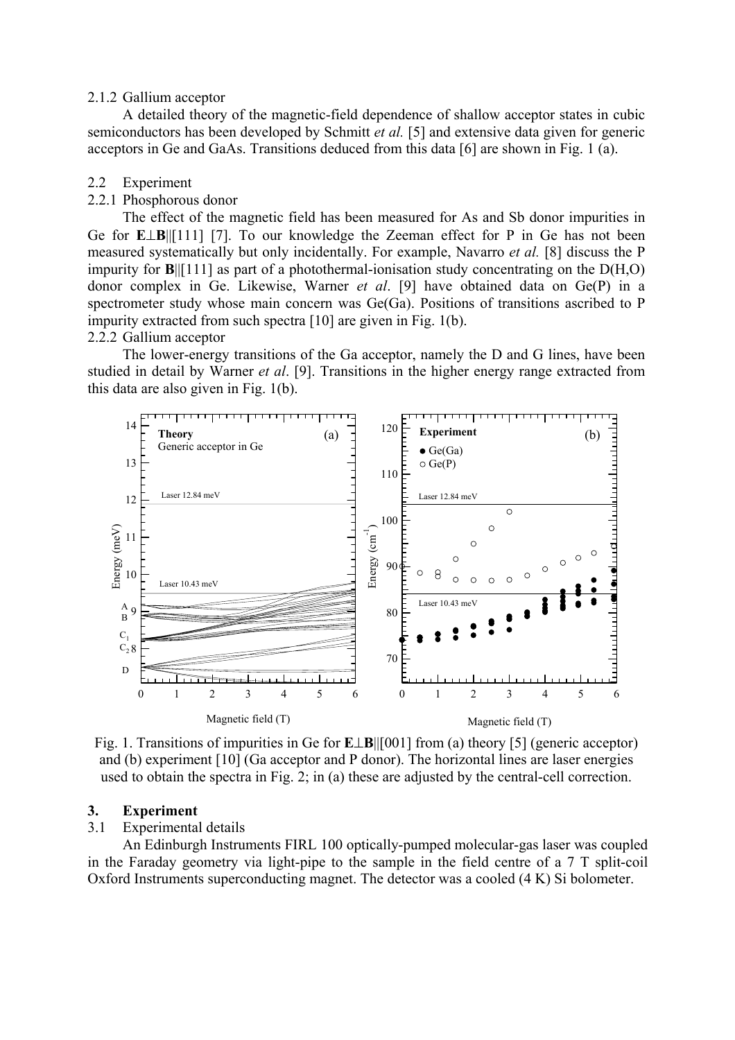2.1.2 Gallium acceptor

A detailed theory of the magnetic-field dependence of shallow acceptor states in cubic semiconductors has been developed by Schmitt *et al.* [5] and extensive data given for generic acceptors in Ge and GaAs. Transitions deduced from this data [6] are shown in Fig. 1 (a).

2.2 Experiment

2.2.1 Phosphorous donor

The effect of the magnetic field has been measured for As and Sb donor impurities in Ge for **E**⊥**B**||[111] [7]. To our knowledge the Zeeman effect for P in Ge has not been measured systematically but only incidentally. For example, Navarro *et al.* [8] discuss the P impurity for **B**||[111] as part of a photothermal-ionisation study concentrating on the D(H,O) donor complex in Ge. Likewise, Warner *et al*. [9] have obtained data on Ge(P) in a spectrometer study whose main concern was Ge(Ga). Positions of transitions ascribed to P impurity extracted from such spectra [10] are given in Fig. 1(b).

2.2.2 Gallium acceptor

The lower-energy transitions of the Ga acceptor, namely the D and G lines, have been studied in detail by Warner *et al*. [9]. Transitions in the higher energy range extracted from this data are also given in Fig. 1(b).

Fig. 1. Transitions of impurities in Ge for **E**⊥**B**||[001] from (a) theory [5] (generic acceptor) and (b) experiment [10] (Ga acceptor and P donor). The horizontal lines are laser energies used to obtain the spectra in Fig. 2; in (a) these are adjusted by the central-cell correction.

## 3. Experiment

3.1 Experimental details

An Edinburgh Instruments FIRL 100 optically-pumped molecular-gas laser was coupled in the Faraday geometry via light-pipe to the sample in the field centre of a 7 T split-coil Oxford Instruments superconducting magnet. The detector was a cooled (4 K) Si bolometer.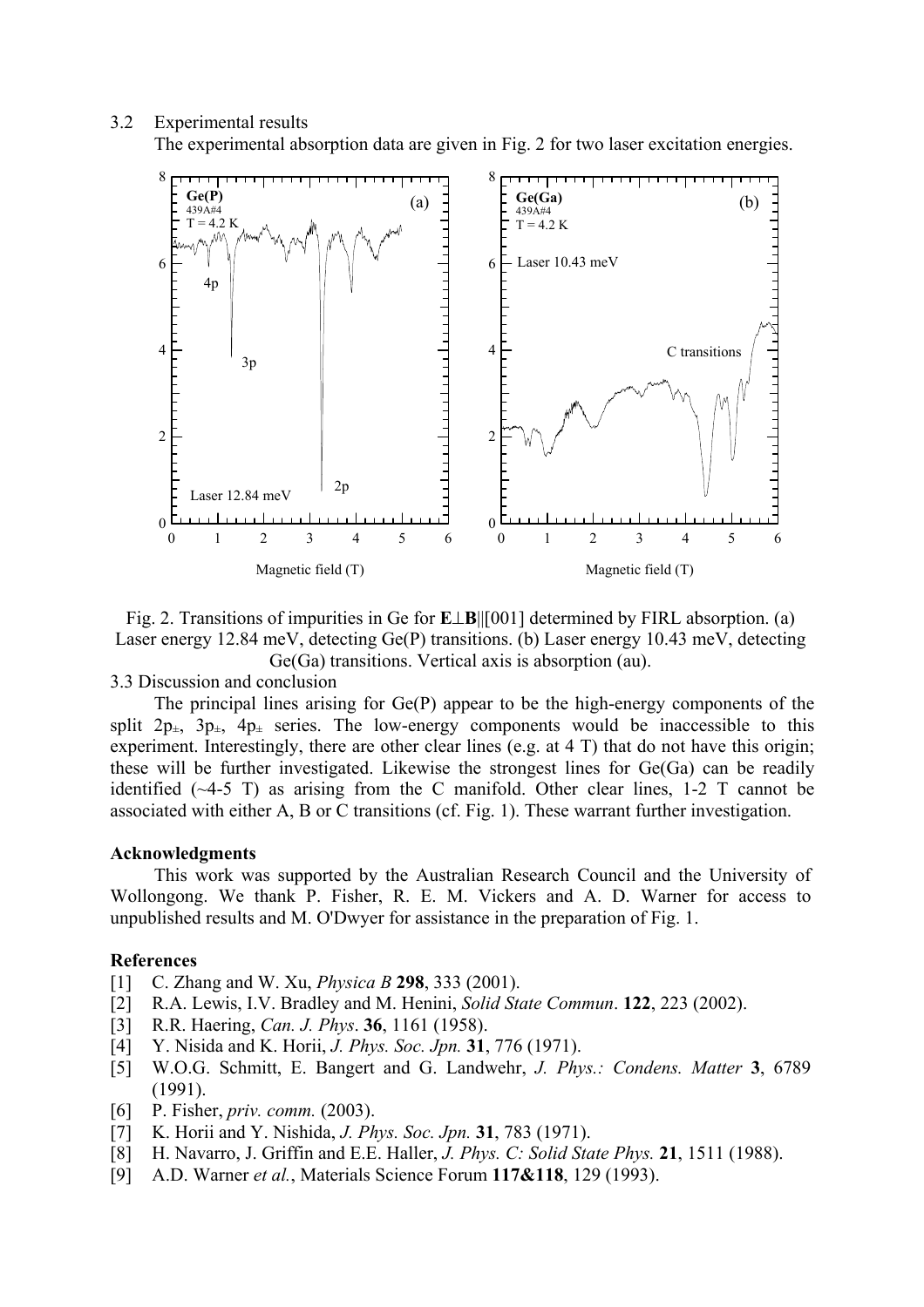3.2 Experimental results

The experimental absorption data are given in Fig. 2 for two laser excitation energies.

Ge(P)
439A#4
T = 4.2 K
(a)
4p
3p
2p
Laser 12.84 meV
Magnetic field (T)

Ge(Ga)
439A#4
T = 4.2 K
(b)
Laser 10.43 meV
C transitions
Magnetic field (T)

Fig. 2. Transitions of impurities in Ge for **E**⊥**B**||[001] determined by FIRL absorption. (a) Laser energy 12.84 meV, detecting Ge(P) transitions. (b) Laser energy 10.43 meV, detecting Ge(Ga) transitions. Vertical axis is absorption (au).

3.3 Discussion and conclusion

The principal lines arising for Ge(P) appear to be the high-energy components of the split $2p_{\pm}$, $3p_{\pm}$, $4p_{\pm}$ series. The low-energy components would be inaccessible to this experiment. Interestingly, there are other clear lines (e.g. at 4 T) that do not have this origin; these will be further investigated. Likewise the strongest lines for Ge(Ga) can be readily identified (~4-5 T) as arising from the C manifold. Other clear lines, 1-2 T cannot be associated with either A, B or C transitions (cf. Fig. 1). These warrant further investigation.

**Acknowledgments**

This work was supported by the Australian Research Council and the University of Wollongong. We thank P. Fisher, R. E. M. Vickers and A. D. Warner for access to unpublished results and M. O'Dwyer for assistance in the preparation of Fig. 1.

**References**

[1] C. Zhang and W. Xu, *Physica B* **298**, 333 (2001).
[2] R.A. Lewis, I.V. Bradley and M. Henini, *Solid State Commun*. **122**, 223 (2002).
[3] R.R. Haering, *Can. J. Phys*. **36**, 1161 (1958).
[4] Y. Nisida and K. Horii, *J. Phys. Soc. Jpn.* **31**, 776 (1971).
[5] W.O.G. Schmitt, E. Bangert and G. Landwehr, *J. Phys.: Condens. Matter* **3**, 6789 (1991).
[6] P. Fisher, *priv. comm.* (2003).
[7] K. Horii and Y. Nishida, *J. Phys. Soc. Jpn.* **31**, 783 (1971).
[8] H. Navarro, J. Griffin and E.E. Haller, *J. Phys. C: Solid State Phys.* **21**, 1511 (1988).
[9] A.D. Warner *et al.*, Materials Science Forum **117&118**, 129 (1993).